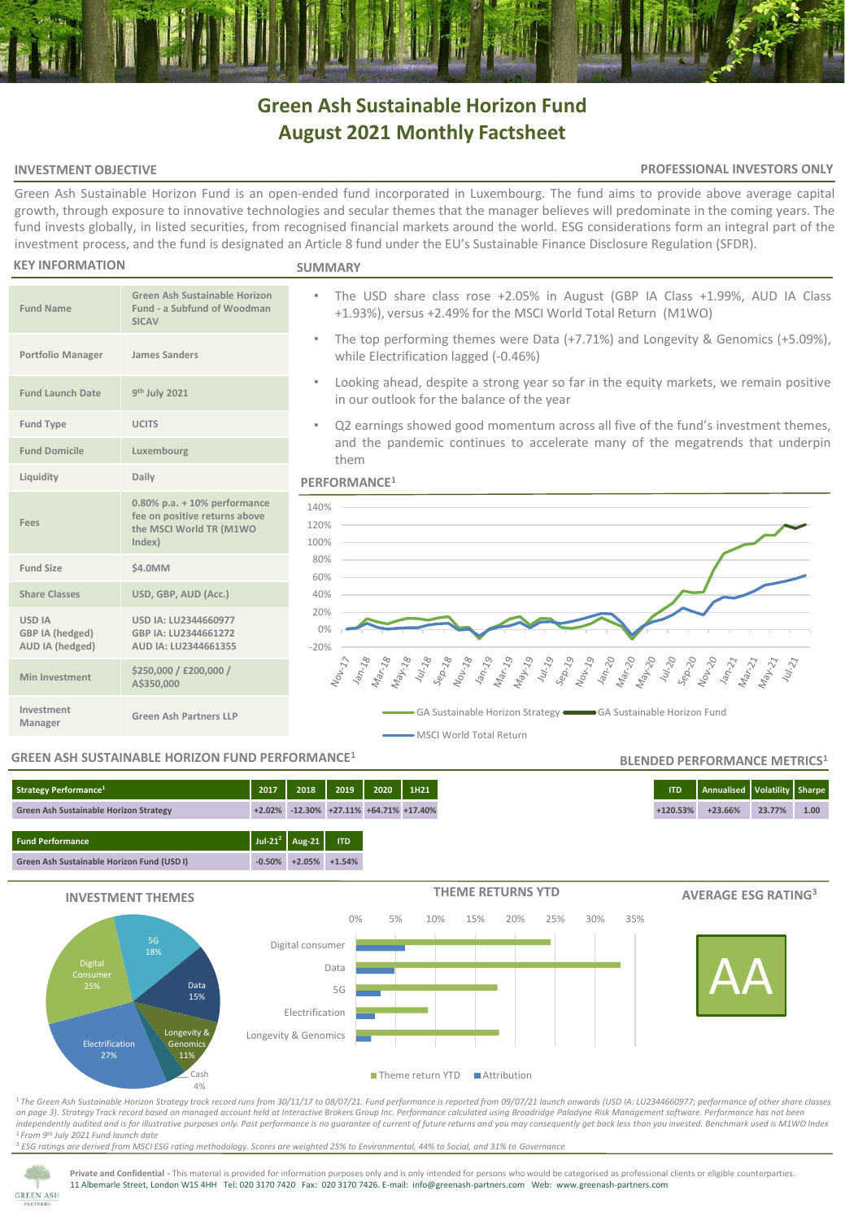# Green Ash Sustainable Horizon Fund
# August 2021 Monthly Factsheet

## INVESTMENT OBJECTIVE

**PROFESSIONAL INVESTORS ONLY**

Green Ash Sustainable Horizon Fund is an open-ended fund incorporated in Luxembourg. The fund aims to provide above average capital growth, through exposure to innovative technologies and secular themes that the manager believes will predominate in the coming years. The fund invests globally, in listed securities, from recognised financial markets around the world. ESG considerations form an integral part of the investment process, and the fund is designated an Article 8 fund under the EU's Sustainable Finance Disclosure Regulation (SFDR).

## KEY INFORMATION

| | |
|---|---|
| Fund Name | Green Ash Sustainable Horizon Fund - a Subfund of Woodman SICAV |
| Portfolio Manager | James Sanders |
| Fund Launch Date | 9th July 2021 |
| Fund Type | UCITS |
| Fund Domicile | Luxembourg |
| Liquidity | Daily |
| Fees | 0.80% p.a. + 10% performance fee on positive returns above the MSCI World TR (M1WO Index) |
| Fund Size | $4.0MM |
| Share Classes | USD, GBP, AUD (Acc.) |
| USD IA<br>GBP IA (hedged)<br>AUD IA (hedged) | USD IA: LU2344660977<br>GBP IA: LU2344661272<br>AUD IA: LU2344661355 |
| Min Investment | $250,000 / £200,000 / A$350,000 |
| Investment Manager | Green Ash Partners LLP |

## SUMMARY

- The USD share class rose +2.05% in August (GBP IA Class +1.99%, AUD IA Class +1.93%), versus +2.49% for the MSCI World Total Return (M1WO)
- The top performing themes were Data (+7.71%) and Longevity & Genomics (+5.09%), while Electrification lagged (-0.46%)
- Looking ahead, despite a strong year so far in the equity markets, we remain positive in our outlook for the balance of the year
- Q2 earnings showed good momentum across all five of the fund's investment themes, and the pandemic continues to accelerate many of the megatrends that underpin them

## PERFORMANCE[1]

Legend: GA Sustainable Horizon Strategy, GA Sustainable Horizon Fund, MSCI World Total Return

## GREEN ASH SUSTAINABLE HORIZON FUND PERFORMANCE[1]

| Strategy Performance[1] | 2017 | 2018 | 2019 | 2020 | 1H21 |
|---|---|---|---|---|---|
| Green Ash Sustainable Horizon Strategy | +2.02% | -12.30% | +27.11% | +64.71% | +17.40% |

| Fund Performance | Jul-21[2] | Aug-21 | ITD |
|---|---|---|---|
| Green Ash Sustainable Horizon Fund (USD I) | -0.50% | +2.05% | +1.54% |

## BLENDED PERFORMANCE METRICS[1]

| ITD | Annualised | Volatility | Sharpe |
|---|---|---|---|
| +120.53% | +23.66% | 23.77% | 1.00 |

## INVESTMENT THEMES

| Theme | Weight |
|---|---|
| Electrification | 27% |
| Digital Consumer | 25% |
| 5G | 18% |
| Data | 15% |
| Longevity & Genomics | 11% |
| Cash | 4% |

## THEME RETURNS YTD

Categories: Digital consumer, Data, 5G, Electrification, Longevity & Genomics (Theme return YTD; Attribution)

## AVERAGE ESG RATING[3]

AA

[1] *The Green Ash Sustainable Horizon Strategy track record runs from 30/11/17 to 08/07/21. Fund performance is reported from 09/07/21 launch onwards (USD IA: LU2344660977; performance of other share classes on page 3). Strategy Track record based on managed account held at Interactive Brokers Group Inc. Performance calculated using Broadridge Paladyne Risk Management software. Performance has not been independently audited and is for illustrative purposes only. Past performance is no guarantee of current of future returns and you may consequently get back less than you invested. Benchmark used is M1WO Index*

[2] *From 9th July 2021 Fund launch date*

[3] *ESG ratings are derived from MSCI ESG rating methodology. Scores are weighted 25% to Environmental, 44% to Social, and 31% to Governance*

**Private and Confidential** - This material is provided for information purposes only and is only intended for persons who would be categorised as professional clients or eligible counterparties.
11 Albemarle Street, London W1S 4HH Tel: 020 3170 7420 Fax: 020 3170 7426. E-mail: info@greenash-partners.com Web: www.greenash-partners.com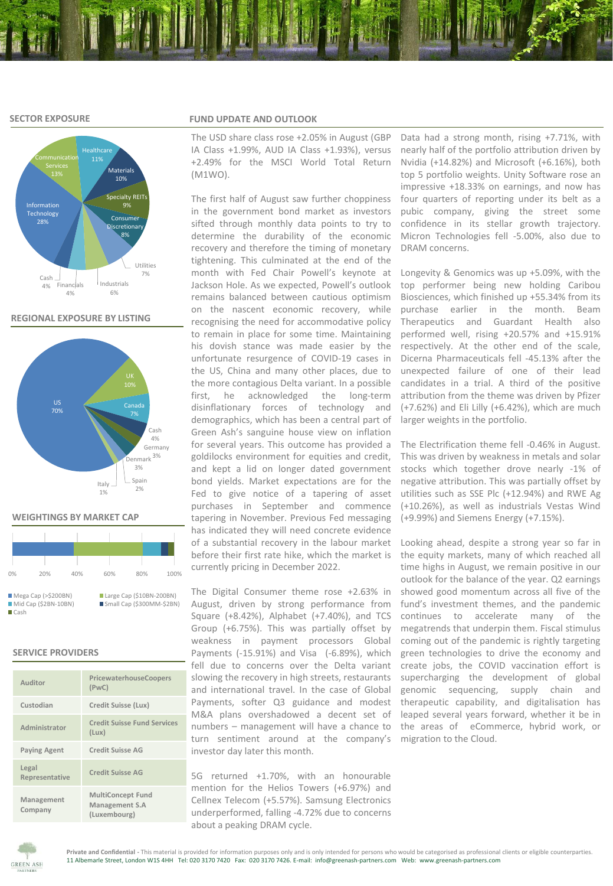## SECTOR EXPOSURE

Healthcare 11%
Materials 10%
Specialty REITs 9%
Consumer Discretionary 8%
Utilities 7%
Industrials 6%
Financials 4%
Cash 4%
Information Technology 28%
Communication Services 13%

## REGIONAL EXPOSURE BY LISTING

US 70%
UK 10%
Canada 7%
Cash 4%
Germany 3%
Denmark 3%
Spain 2%
Italy 1%

## WEIGHTINGS BY MARKET CAP

0% 20% 40% 60% 80% 100%

- Mega Cap (>$200BN)
- Large Cap ($10BN-200BN)
- Mid Cap ($2BN-10BN)
- Small Cap ($300MM-$2BN)
- Cash

## SERVICE PROVIDERS

| | |
|---|---|
| Auditor | PricewaterhouseCoopers (PwC) |
| Custodian | Credit Suisse (Lux) |
| Administrator | Credit Suisse Fund Services (Lux) |
| Paying Agent | Credit Suisse AG |
| Legal Representative | Credit Suisse AG |
| Management Company | MultiConcept Fund Management S.A (Luxembourg) |

## FUND UPDATE AND OUTLOOK

The USD share class rose +2.05% in August (GBP IA Class +1.99%, AUD IA Class +1.93%), versus +2.49% for the MSCI World Total Return (M1WO).

The first half of August saw further choppiness in the government bond market as investors sifted through monthly data points to try to determine the durability of the economic recovery and therefore the timing of monetary tightening. This culminated at the end of the month with Fed Chair Powell's keynote at Jackson Hole. As we expected, Powell's outlook remains balanced between cautious optimism on the nascent economic recovery, while recognising the need for accommodative policy to remain in place for some time. Maintaining his dovish stance was made easier by the unfortunate resurgence of COVID-19 cases in the US, China and many other places, due to the more contagious Delta variant. In a possible first, he acknowledged the long-term disinflationary forces of technology and demographics, which has been a central part of Green Ash's sanguine house view on inflation for several years. This outcome has provided a goldilocks environment for equities and credit, and kept a lid on longer dated government bond yields. Market expectations are for the Fed to give notice of a tapering of asset purchases in September and commence tapering in November. Previous Fed messaging has indicated they will need concrete evidence of a substantial recovery in the labour market before their first rate hike, which the market is currently pricing in December 2022.

The Digital Consumer theme rose +2.63% in August, driven by strong performance from Square (+8.42%), Alphabet (+7.40%), and TCS Group (+6.75%). This was partially offset by weakness in payment processors Global Payments (-15.91%) and Visa (-6.89%), which fell due to concerns over the Delta variant slowing the recovery in high streets, restaurants and international travel. In the case of Global Payments, softer Q3 guidance and modest M&A plans overshadowed a decent set of numbers – management will have a chance to turn sentiment around at the company's investor day later this month.

5G returned +1.70%, with an honourable mention for the Helios Towers (+6.97%) and Cellnex Telecom (+5.57%). Samsung Electronics underperformed, falling -4.72% due to concerns about a peaking DRAM cycle.

Data had a strong month, rising +7.71%, with nearly half of the portfolio attribution driven by Nvidia (+14.82%) and Microsoft (+6.16%), both top 5 portfolio weights. Unity Software rose an impressive +18.33% on earnings, and now has four quarters of reporting under its belt as a pubic company, giving the street some confidence in its stellar growth trajectory. Micron Technologies fell -5.00%, also due to DRAM concerns.

Longevity & Genomics was up +5.09%, with the top performer being new holding Caribou Biosciences, which finished up +55.34% from its purchase earlier in the month. Beam Therapeutics and Guardant Health also performed well, rising +20.57% and +15.91% respectively. At the other end of the scale, Dicerna Pharmaceuticals fell -45.13% after the unexpected failure of one of their lead candidates in a trial. A third of the positive attribution from the theme was driven by Pfizer (+7.62%) and Eli Lilly (+6.42%), which are much larger weights in the portfolio.

The Electrification theme fell -0.46% in August. This was driven by weakness in metals and solar stocks which together drove nearly -1% of negative attribution. This was partially offset by utilities such as SSE Plc (+12.94%) and RWE Ag (+10.26%), as well as industrials Vestas Wind (+9.99%) and Siemens Energy (+7.15%).

Looking ahead, despite a strong year so far in the equity markets, many of which reached all time highs in August, we remain positive in our outlook for the balance of the year. Q2 earnings showed good momentum across all five of the fund's investment themes, and the pandemic continues to accelerate many of the megatrends that underpin them. Fiscal stimulus coming out of the pandemic is rightly targeting green technologies to drive the economy and create jobs, the COVID vaccination effort is supercharging the development of global genomic sequencing, supply chain and therapeutic capability, and digitalisation has leaped several years forward, whether it be in the areas of eCommerce, hybrid work, or migration to the Cloud.

**Private and Confidential** - This material is provided for information purposes only and is only intended for persons who would be categorised as professional clients or eligible counterparties. 11 Albemarle Street, London W1S 4HH Tel: 020 3170 7420 Fax: 020 3170 7426. E-mail: info@greenash-partners.com Web: www.greenash-partners.com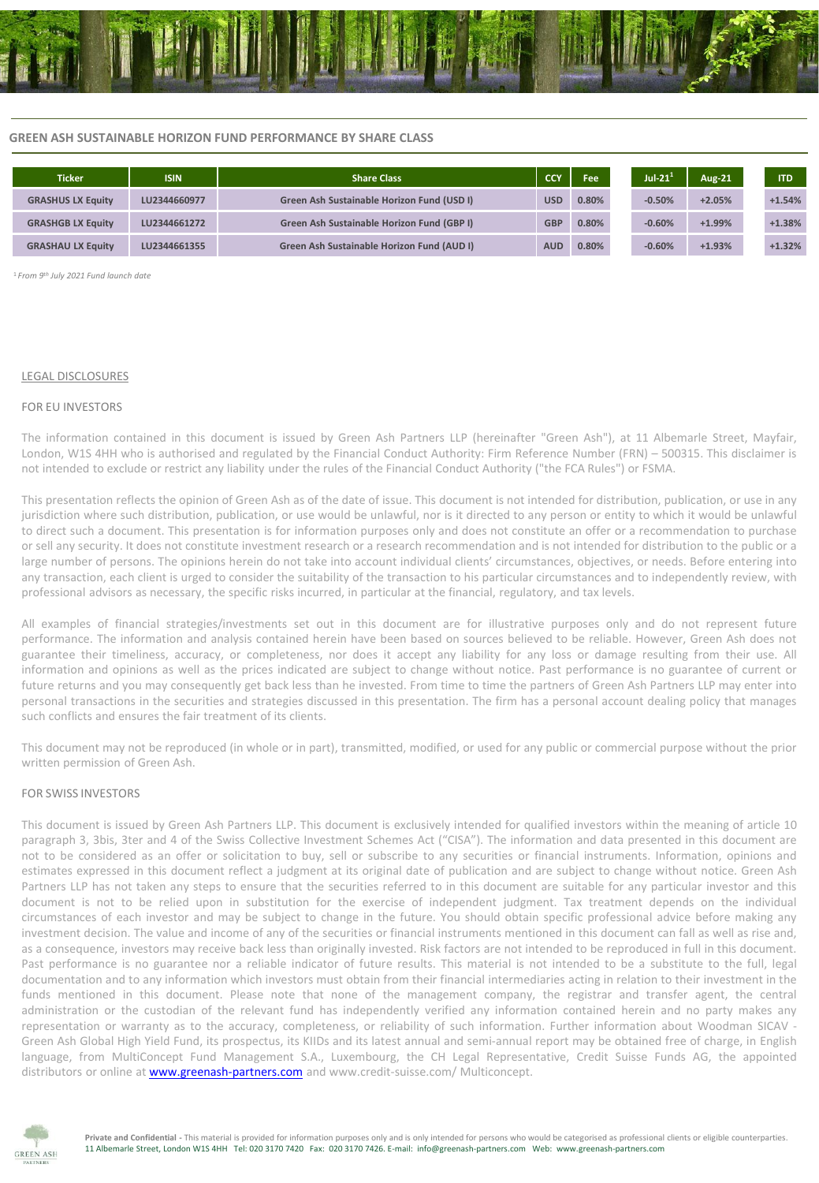## GREEN ASH SUSTAINABLE HORIZON FUND PERFORMANCE BY SHARE CLASS

| Ticker | ISIN | Share Class | CCY | Fee | Jul-21[1] | Aug-21 | ITD |
|---|---|---|---|---|---|---|---|
| GRASHUS LX Equity | LU2344660977 | Green Ash Sustainable Horizon Fund (USD I) | USD | 0.80% | -0.50% | +2.05% | +1.54% |
| GRASHGB LX Equity | LU2344661272 | Green Ash Sustainable Horizon Fund (GBP I) | GBP | 0.80% | -0.60% | +1.99% | +1.38% |
| GRASHAU LX Equity | LU2344661355 | Green Ash Sustainable Horizon Fund (AUD I) | AUD | 0.80% | -0.60% | +1.93% | +1.32% |

[1] *From 9th July 2021 Fund launch date*

LEGAL DISCLOSURES

FOR EU INVESTORS

The information contained in this document is issued by Green Ash Partners LLP (hereinafter "Green Ash"), at 11 Albemarle Street, Mayfair, London, W1S 4HH who is authorised and regulated by the Financial Conduct Authority: Firm Reference Number (FRN) – 500315. This disclaimer is not intended to exclude or restrict any liability under the rules of the Financial Conduct Authority ("the FCA Rules") or FSMA.

This presentation reflects the opinion of Green Ash as of the date of issue. This document is not intended for distribution, publication, or use in any jurisdiction where such distribution, publication, or use would be unlawful, nor is it directed to any person or entity to which it would be unlawful to direct such a document. This presentation is for information purposes only and does not constitute an offer or a recommendation to purchase or sell any security. It does not constitute investment research or a research recommendation and is not intended for distribution to the public or a large number of persons. The opinions herein do not take into account individual clients' circumstances, objectives, or needs. Before entering into any transaction, each client is urged to consider the suitability of the transaction to his particular circumstances and to independently review, with professional advisors as necessary, the specific risks incurred, in particular at the financial, regulatory, and tax levels.

All examples of financial strategies/investments set out in this document are for illustrative purposes only and do not represent future performance. The information and analysis contained herein have been based on sources believed to be reliable. However, Green Ash does not guarantee their timeliness, accuracy, or completeness, nor does it accept any liability for any loss or damage resulting from their use. All information and opinions as well as the prices indicated are subject to change without notice. Past performance is no guarantee of current or future returns and you may consequently get back less than he invested. From time to time the partners of Green Ash Partners LLP may enter into personal transactions in the securities and strategies discussed in this presentation. The firm has a personal account dealing policy that manages such conflicts and ensures the fair treatment of its clients.

This document may not be reproduced (in whole or in part), transmitted, modified, or used for any public or commercial purpose without the prior written permission of Green Ash.

FOR SWISS INVESTORS

This document is issued by Green Ash Partners LLP. This document is exclusively intended for qualified investors within the meaning of article 10 paragraph 3, 3bis, 3ter and 4 of the Swiss Collective Investment Schemes Act ("CISA"). The information and data presented in this document are not to be considered as an offer or solicitation to buy, sell or subscribe to any securities or financial instruments. Information, opinions and estimates expressed in this document reflect a judgment at its original date of publication and are subject to change without notice. Green Ash Partners LLP has not taken any steps to ensure that the securities referred to in this document are suitable for any particular investor and this document is not to be relied upon in substitution for the exercise of independent judgment. Tax treatment depends on the individual circumstances of each investor and may be subject to change in the future. You should obtain specific professional advice before making any investment decision. The value and income of any of the securities or financial instruments mentioned in this document can fall as well as rise and, as a consequence, investors may receive back less than originally invested. Risk factors are not intended to be reproduced in full in this document. Past performance is no guarantee nor a reliable indicator of future results. This material is not intended to be a substitute to the full, legal documentation and to any information which investors must obtain from their financial intermediaries acting in relation to their investment in the funds mentioned in this document. Please note that none of the management company, the registrar and transfer agent, the central administration or the custodian of the relevant fund has independently verified any information contained herein and no party makes any representation or warranty as to the accuracy, completeness, or reliability of such information. Further information about Woodman SICAV - Green Ash Global High Yield Fund, its prospectus, its KIIDs and its latest annual and semi-annual report may be obtained free of charge, in English language, from MultiConcept Fund Management S.A., Luxembourg, the CH Legal Representative, Credit Suisse Funds AG, the appointed distributors or online at [www.greenash-partners.com](www.greenash-partners.com) and www.credit-suisse.com/ Multiconcept.

**Private and Confidential -** This material is provided for information purposes only and is only intended for persons who would be categorised as professional clients or eligible counterparties.
11 Albemarle Street, London W1S 4HH Tel: 020 3170 7420 Fax: 020 3170 7426. E-mail: info@greenash-partners.com Web: www.greenash-partners.com